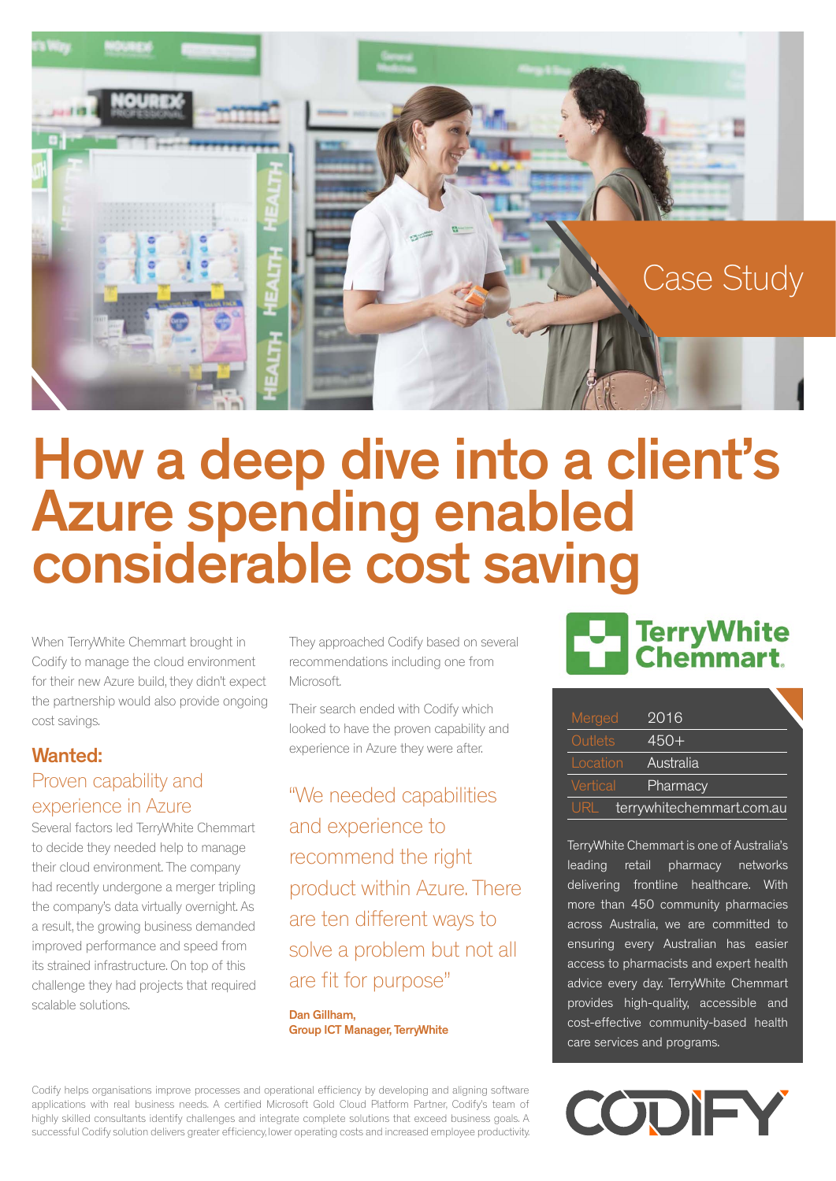Case Study

# How a deep dive into a client's Azure spending enabled considerable cost saving

When TerryWhite Chemmart brought in Codify to manage the cloud environment for their new Azure build, they didn't expect the partnership would also provide ongoing cost savings.

## Wanted:

### Proven capability and experience in Azure

Several factors led TerryWhite Chemmart to decide they needed help to manage their cloud environment. The company had recently undergone a merger tripling the company's data virtually overnight. As a result, the growing business demanded improved performance and speed from its strained infrastructure. On top of this challenge they had projects that required scalable solutions.

They approached Codify based on several recommendations including one from Microsoft.

Their search ended with Codify which looked to have the proven capability and experience in Azure they were after.

> "We needed capabilities and experience to recommend the right product within Azure. There are ten different ways to solve a problem but not all are fit for purpose"
>
> **Dan Gillham, Group ICT Manager, TerryWhite**

**TerryWhite Chemmart.**

| | |
|---|---|
| Merged | 2016 |
| Outlets | 450+ |
| Location | Australia |
| Vertical | Pharmacy |
| URL | terrywhitechemmart.com.au |

TerryWhite Chemmart is one of Australia's leading retail pharmacy networks delivering frontline healthcare. With more than 450 community pharmacies across Australia, we are committed to ensuring every Australian has easier access to pharmacists and expert health advice every day. TerryWhite Chemmart provides high-quality, accessible and cost-effective community-based health care services and programs.

Codify helps organisations improve processes and operational efficiency by developing and aligning software applications with real business needs. A certified Microsoft Gold Cloud Platform Partner, Codify's team of highly skilled consultants identify challenges and integrate complete solutions that exceed business goals. A successful Codify solution delivers greater efficiency, lower operating costs and increased employee productivity.

**CODIFY**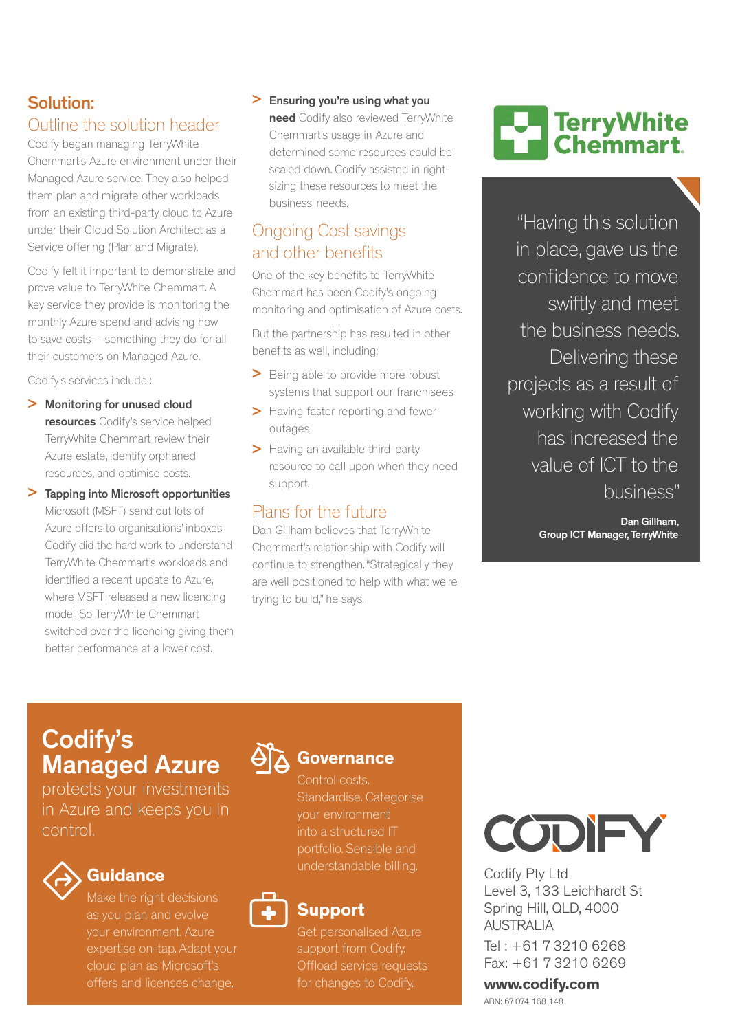## Solution:

### Outline the solution header

Codify began managing TerryWhite Chemmart's Azure environment under their Managed Azure service. They also helped them plan and migrate other workloads from an existing third-party cloud to Azure under their Cloud Solution Architect as a Service offering (Plan and Migrate).

Codify felt it important to demonstrate and prove value to TerryWhite Chemmart. A key service they provide is monitoring the monthly Azure spend and advising how to save costs – something they do for all their customers on Managed Azure.

Codify's services include :

> **Monitoring for unused cloud resources** Codify's service helped TerryWhite Chemmart review their Azure estate, identify orphaned resources, and optimise costs.

> **Tapping into Microsoft opportunities** Microsoft (MSFT) send out lots of Azure offers to organisations' inboxes. Codify did the hard work to understand TerryWhite Chemmart's workloads and identified a recent update to Azure, where MSFT released a new licencing model. So TerryWhite Chemmart switched over the licencing giving them better performance at a lower cost.

> **Ensuring you're using what you need** Codify also reviewed TerryWhite Chemmart's usage in Azure and determined some resources could be scaled down. Codify assisted in right-sizing these resources to meet the business' needs.

### Ongoing Cost savings and other benefits

One of the key benefits to TerryWhite Chemmart has been Codify's ongoing monitoring and optimisation of Azure costs.

But the partnership has resulted in other benefits as well, including:

> Being able to provide more robust systems that support our franchisees

> Having faster reporting and fewer outages

> Having an available third-party resource to call upon when they need support.

### Plans for the future

Dan Gillham believes that TerryWhite Chemmart's relationship with Codify will continue to strengthen. "Strategically they are well positioned to help with what we're trying to build," he says.

TerryWhite Chemmart

"Having this solution in place, gave us the confidence to move swiftly and meet the business needs. Delivering these projects as a result of working with Codify has increased the value of ICT to the business"

**Dan Gillham, Group ICT Manager, TerryWhite**

## Codify's Managed Azure

protects your investments in Azure and keeps you in control.

### Guidance

Make the right decisions as you plan and evolve your environment. Azure expertise on-tap. Adapt your cloud plan as Microsoft's offers and licenses change.

### Governance

Control costs. Standardise. Categorise your environment into a structured IT portfolio. Sensible and understandable billing.

### Support

Get personalised Azure support from Codify. Offload service requests for changes to Codify.

CODIFY

Codify Pty Ltd
Level 3, 133 Leichhardt St
Spring Hill, QLD, 4000
AUSTRALIA

Tel : +61 7 3210 6268
Fax: +61 7 3210 6269

**www.codify.com**

ABN: 67 074 168 148